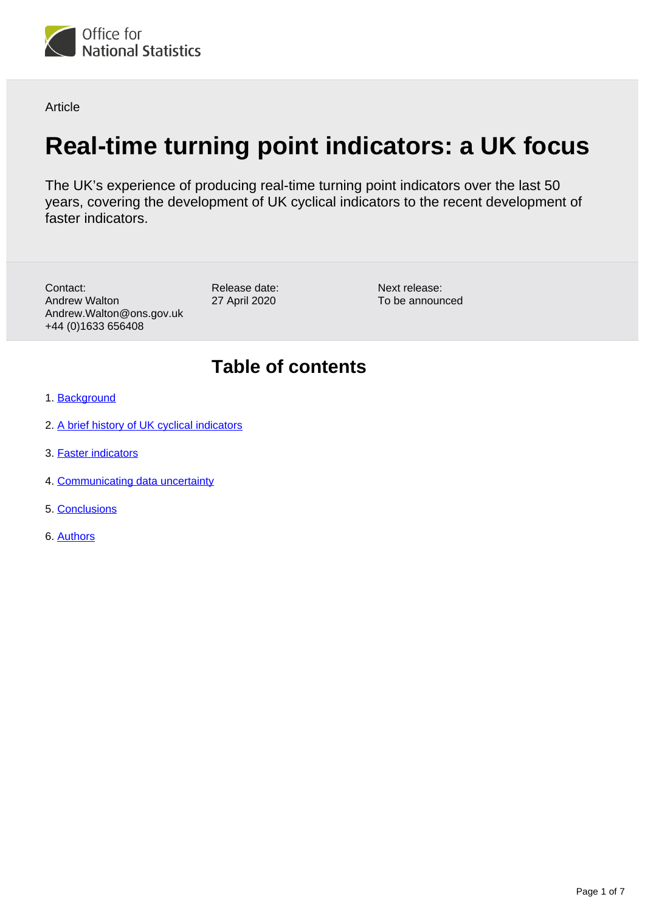Office for National Statistics

Article

# Real-time turning point indicators: a UK focus

The UK's experience of producing real-time turning point indicators over the last 50 years, covering the development of UK cyclical indicators to the recent development of faster indicators.

Contact:
Andrew Walton
Andrew.Walton@ons.gov.uk
+44 (0)1633 656408

Release date:
27 April 2020

Next release:
To be announced

## Table of contents

1. Background
2. A brief history of UK cyclical indicators
3. Faster indicators
4. Communicating data uncertainty
5. Conclusions
6. Authors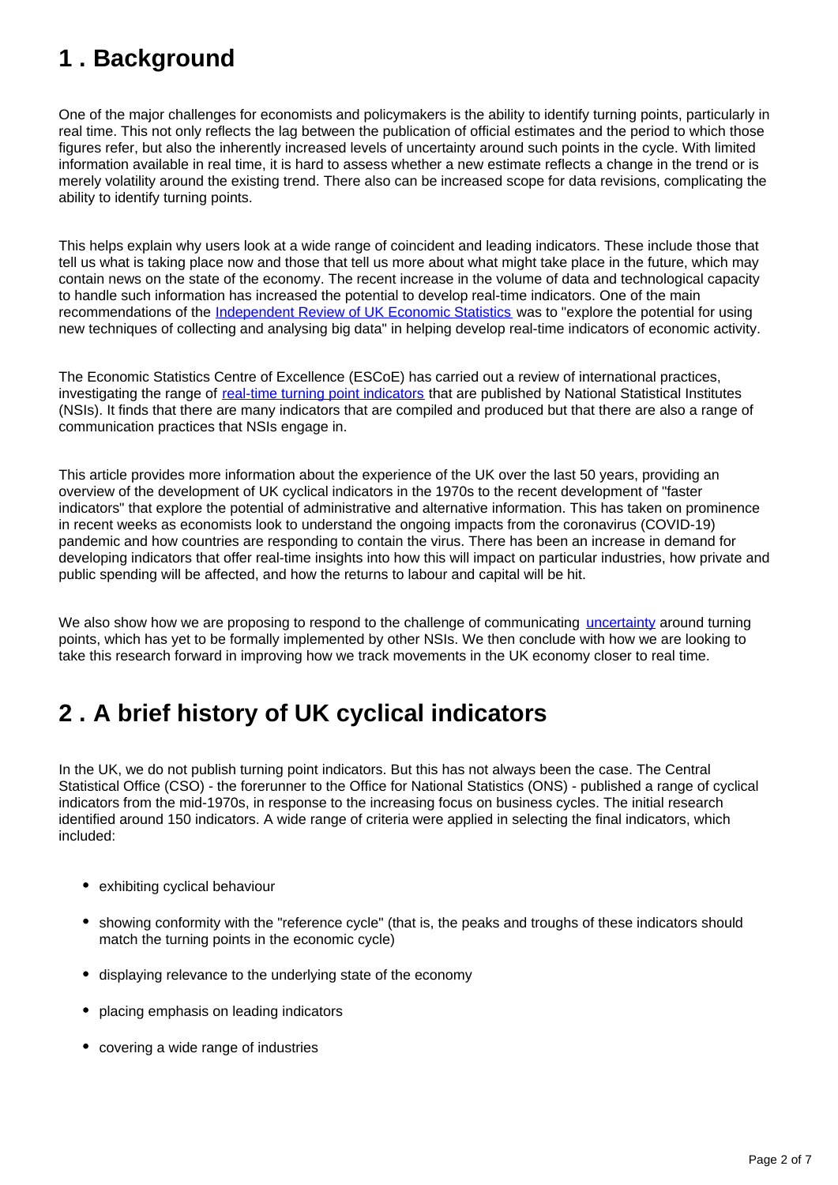## 1 . Background

One of the major challenges for economists and policymakers is the ability to identify turning points, particularly in real time. This not only reflects the lag between the publication of official estimates and the period to which those figures refer, but also the inherently increased levels of uncertainty around such points in the cycle. With limited information available in real time, it is hard to assess whether a new estimate reflects a change in the trend or is merely volatility around the existing trend. There also can be increased scope for data revisions, complicating the ability to identify turning points.

This helps explain why users look at a wide range of coincident and leading indicators. These include those that tell us what is taking place now and those that tell us more about what might take place in the future, which may contain news on the state of the economy. The recent increase in the volume of data and technological capacity to handle such information has increased the potential to develop real-time indicators. One of the main recommendations of the Independent Review of UK Economic Statistics was to "explore the potential for using new techniques of collecting and analysing big data" in helping develop real-time indicators of economic activity.

The Economic Statistics Centre of Excellence (ESCoE) has carried out a review of international practices, investigating the range of real-time turning point indicators that are published by National Statistical Institutes (NSIs). It finds that there are many indicators that are compiled and produced but that there are also a range of communication practices that NSIs engage in.

This article provides more information about the experience of the UK over the last 50 years, providing an overview of the development of UK cyclical indicators in the 1970s to the recent development of "faster indicators" that explore the potential of administrative and alternative information. This has taken on prominence in recent weeks as economists look to understand the ongoing impacts from the coronavirus (COVID-19) pandemic and how countries are responding to contain the virus. There has been an increase in demand for developing indicators that offer real-time insights into how this will impact on particular industries, how private and public spending will be affected, and how the returns to labour and capital will be hit.

We also show how we are proposing to respond to the challenge of communicating uncertainty around turning points, which has yet to be formally implemented by other NSIs. We then conclude with how we are looking to take this research forward in improving how we track movements in the UK economy closer to real time.

## 2 . A brief history of UK cyclical indicators

In the UK, we do not publish turning point indicators. But this has not always been the case. The Central Statistical Office (CSO) - the forerunner to the Office for National Statistics (ONS) - published a range of cyclical indicators from the mid-1970s, in response to the increasing focus on business cycles. The initial research identified around 150 indicators. A wide range of criteria were applied in selecting the final indicators, which included:

- exhibiting cyclical behaviour
- showing conformity with the "reference cycle" (that is, the peaks and troughs of these indicators should match the turning points in the economic cycle)
- displaying relevance to the underlying state of the economy
- placing emphasis on leading indicators
- covering a wide range of industries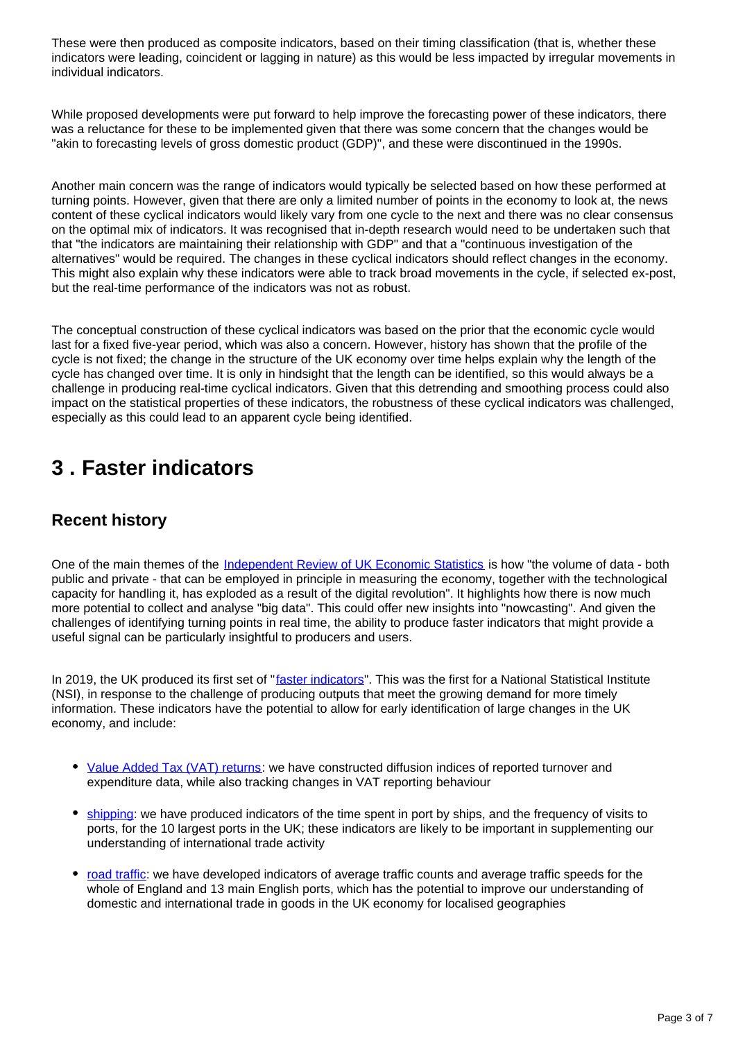These were then produced as composite indicators, based on their timing classification (that is, whether these indicators were leading, coincident or lagging in nature) as this would be less impacted by irregular movements in individual indicators.

While proposed developments were put forward to help improve the forecasting power of these indicators, there was a reluctance for these to be implemented given that there was some concern that the changes would be "akin to forecasting levels of gross domestic product (GDP)", and these were discontinued in the 1990s.

Another main concern was the range of indicators would typically be selected based on how these performed at turning points. However, given that there are only a limited number of points in the economy to look at, the news content of these cyclical indicators would likely vary from one cycle to the next and there was no clear consensus on the optimal mix of indicators. It was recognised that in-depth research would need to be undertaken such that that "the indicators are maintaining their relationship with GDP" and that a "continuous investigation of the alternatives" would be required. The changes in these cyclical indicators should reflect changes in the economy. This might also explain why these indicators were able to track broad movements in the cycle, if selected ex-post, but the real-time performance of the indicators was not as robust.

The conceptual construction of these cyclical indicators was based on the prior that the economic cycle would last for a fixed five-year period, which was also a concern. However, history has shown that the profile of the cycle is not fixed; the change in the structure of the UK economy over time helps explain why the length of the cycle has changed over time. It is only in hindsight that the length can be identified, so this would always be a challenge in producing real-time cyclical indicators. Given that this detrending and smoothing process could also impact on the statistical properties of these indicators, the robustness of these cyclical indicators was challenged, especially as this could lead to an apparent cycle being identified.

# 3 . Faster indicators

## Recent history

One of the main themes of the Independent Review of UK Economic Statistics is how "the volume of data - both public and private - that can be employed in principle in measuring the economy, together with the technological capacity for handling it, has exploded as a result of the digital revolution". It highlights how there is now much more potential to collect and analyse "big data". This could offer new insights into "nowcasting". And given the challenges of identifying turning points in real time, the ability to produce faster indicators that might provide a useful signal can be particularly insightful to producers and users.

In 2019, the UK produced its first set of "faster indicators". This was the first for a National Statistical Institute (NSI), in response to the challenge of producing outputs that meet the growing demand for more timely information. These indicators have the potential to allow for early identification of large changes in the UK economy, and include:

- Value Added Tax (VAT) returns: we have constructed diffusion indices of reported turnover and expenditure data, while also tracking changes in VAT reporting behaviour
- shipping: we have produced indicators of the time spent in port by ships, and the frequency of visits to ports, for the 10 largest ports in the UK; these indicators are likely to be important in supplementing our understanding of international trade activity
- road traffic: we have developed indicators of average traffic counts and average traffic speeds for the whole of England and 13 main English ports, which has the potential to improve our understanding of domestic and international trade in goods in the UK economy for localised geographies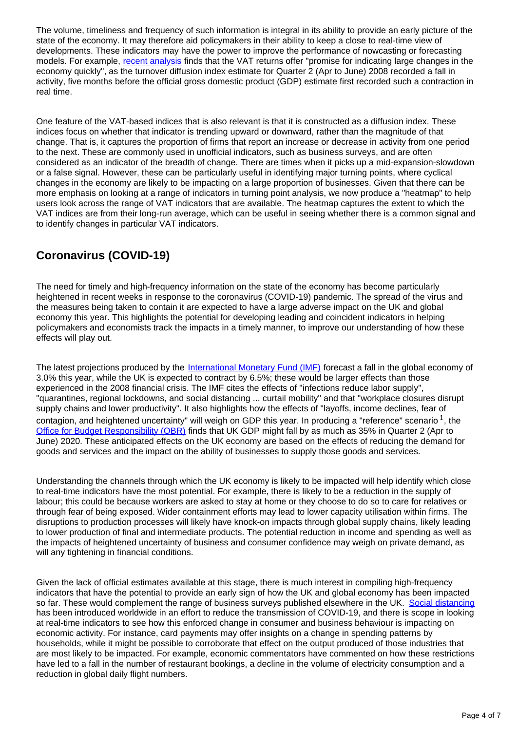The volume, timeliness and frequency of such information is integral in its ability to provide an early picture of the state of the economy. It may therefore aid policymakers in their ability to keep a close to real-time view of developments. These indicators may have the power to improve the performance of nowcasting or forecasting models. For example, recent analysis finds that the VAT returns offer "promise for indicating large changes in the economy quickly", as the turnover diffusion index estimate for Quarter 2 (Apr to June) 2008 recorded a fall in activity, five months before the official gross domestic product (GDP) estimate first recorded such a contraction in real time.

One feature of the VAT-based indices that is also relevant is that it is constructed as a diffusion index. These indices focus on whether that indicator is trending upward or downward, rather than the magnitude of that change. That is, it captures the proportion of firms that report an increase or decrease in activity from one period to the next. These are commonly used in unofficial indicators, such as business surveys, and are often considered as an indicator of the breadth of change. There are times when it picks up a mid-expansion-slowdown or a false signal. However, these can be particularly useful in identifying major turning points, where cyclical changes in the economy are likely to be impacting on a large proportion of businesses. Given that there can be more emphasis on looking at a range of indicators in turning point analysis, we now produce a "heatmap" to help users look across the range of VAT indicators that are available. The heatmap captures the extent to which the VAT indices are from their long-run average, which can be useful in seeing whether there is a common signal and to identify changes in particular VAT indicators.

## Coronavirus (COVID-19)

The need for timely and high-frequency information on the state of the economy has become particularly heightened in recent weeks in response to the coronavirus (COVID-19) pandemic. The spread of the virus and the measures being taken to contain it are expected to have a large adverse impact on the UK and global economy this year. This highlights the potential for developing leading and coincident indicators in helping policymakers and economists track the impacts in a timely manner, to improve our understanding of how these effects will play out.

The latest projections produced by the International Monetary Fund (IMF) forecast a fall in the global economy of 3.0% this year, while the UK is expected to contract by 6.5%; these would be larger effects than those experienced in the 2008 financial crisis. The IMF cites the effects of "infections reduce labor supply", "quarantines, regional lockdowns, and social distancing ... curtail mobility" and that "workplace closures disrupt supply chains and lower productivity". It also highlights how the effects of "layoffs, income declines, fear of contagion, and heightened uncertainty" will weigh on GDP this year. In producing a "reference" scenario [1], the Office for Budget Responsibility (OBR) finds that UK GDP might fall by as much as 35% in Quarter 2 (Apr to June) 2020. These anticipated effects on the UK economy are based on the effects of reducing the demand for goods and services and the impact on the ability of businesses to supply those goods and services.

Understanding the channels through which the UK economy is likely to be impacted will help identify which close to real-time indicators have the most potential. For example, there is likely to be a reduction in the supply of labour; this could be because workers are asked to stay at home or they choose to do so to care for relatives or through fear of being exposed. Wider containment efforts may lead to lower capacity utilisation within firms. The disruptions to production processes will likely have knock-on impacts through global supply chains, likely leading to lower production of final and intermediate products. The potential reduction in income and spending as well as the impacts of heightened uncertainty of business and consumer confidence may weigh on private demand, as will any tightening in financial conditions.

Given the lack of official estimates available at this stage, there is much interest in compiling high-frequency indicators that have the potential to provide an early sign of how the UK and global economy has been impacted so far. These would complement the range of business surveys published elsewhere in the UK. Social distancing has been introduced worldwide in an effort to reduce the transmission of COVID-19, and there is scope in looking at real-time indicators to see how this enforced change in consumer and business behaviour is impacting on economic activity. For instance, card payments may offer insights on a change in spending patterns by households, while it might be possible to corroborate that effect on the output produced of those industries that are most likely to be impacted. For example, economic commentators have commented on how these restrictions have led to a fall in the number of restaurant bookings, a decline in the volume of electricity consumption and a reduction in global daily flight numbers.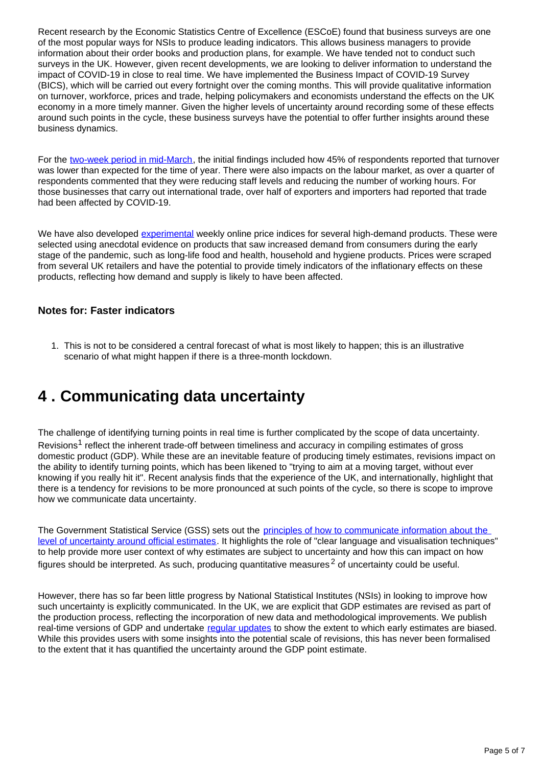Recent research by the Economic Statistics Centre of Excellence (ESCoE) found that business surveys are one of the most popular ways for NSIs to produce leading indicators. This allows business managers to provide information about their order books and production plans, for example. We have tended not to conduct such surveys in the UK. However, given recent developments, we are looking to deliver information to understand the impact of COVID-19 in close to real time. We have implemented the Business Impact of COVID-19 Survey (BICS), which will be carried out every fortnight over the coming months. This will provide qualitative information on turnover, workforce, prices and trade, helping policymakers and economists understand the effects on the UK economy in a more timely manner. Given the higher levels of uncertainty around recording some of these effects around such points in the cycle, these business surveys have the potential to offer further insights around these business dynamics.

For the two-week period in mid-March, the initial findings included how 45% of respondents reported that turnover was lower than expected for the time of year. There were also impacts on the labour market, as over a quarter of respondents commented that they were reducing staff levels and reducing the number of working hours. For those businesses that carry out international trade, over half of exporters and importers had reported that trade had been affected by COVID-19.

We have also developed experimental weekly online price indices for several high-demand products. These were selected using anecdotal evidence on products that saw increased demand from consumers during the early stage of the pandemic, such as long-life food and health, household and hygiene products. Prices were scraped from several UK retailers and have the potential to provide timely indicators of the inflationary effects on these products, reflecting how demand and supply is likely to have been affected.

### Notes for: Faster indicators

1. This is not to be considered a central forecast of what is most likely to happen; this is an illustrative scenario of what might happen if there is a three-month lockdown.

## 4 . Communicating data uncertainty

The challenge of identifying turning points in real time is further complicated by the scope of data uncertainty. Revisions[1] reflect the inherent trade-off between timeliness and accuracy in compiling estimates of gross domestic product (GDP). While these are an inevitable feature of producing timely estimates, revisions impact on the ability to identify turning points, which has been likened to "trying to aim at a moving target, without ever knowing if you really hit it". Recent analysis finds that the experience of the UK, and internationally, highlight that there is a tendency for revisions to be more pronounced at such points of the cycle, so there is scope to improve how we communicate data uncertainty.

The Government Statistical Service (GSS) sets out the principles of how to communicate information about the level of uncertainty around official estimates. It highlights the role of "clear language and visualisation techniques" to help provide more user context of why estimates are subject to uncertainty and how this can impact on how figures should be interpreted. As such, producing quantitative measures[2] of uncertainty could be useful.

However, there has so far been little progress by National Statistical Institutes (NSIs) in looking to improve how such uncertainty is explicitly communicated. In the UK, we are explicit that GDP estimates are revised as part of the production process, reflecting the incorporation of new data and methodological improvements. We publish real-time versions of GDP and undertake regular updates to show the extent to which early estimates are biased. While this provides users with some insights into the potential scale of revisions, this has never been formalised to the extent that it has quantified the uncertainty around the GDP point estimate.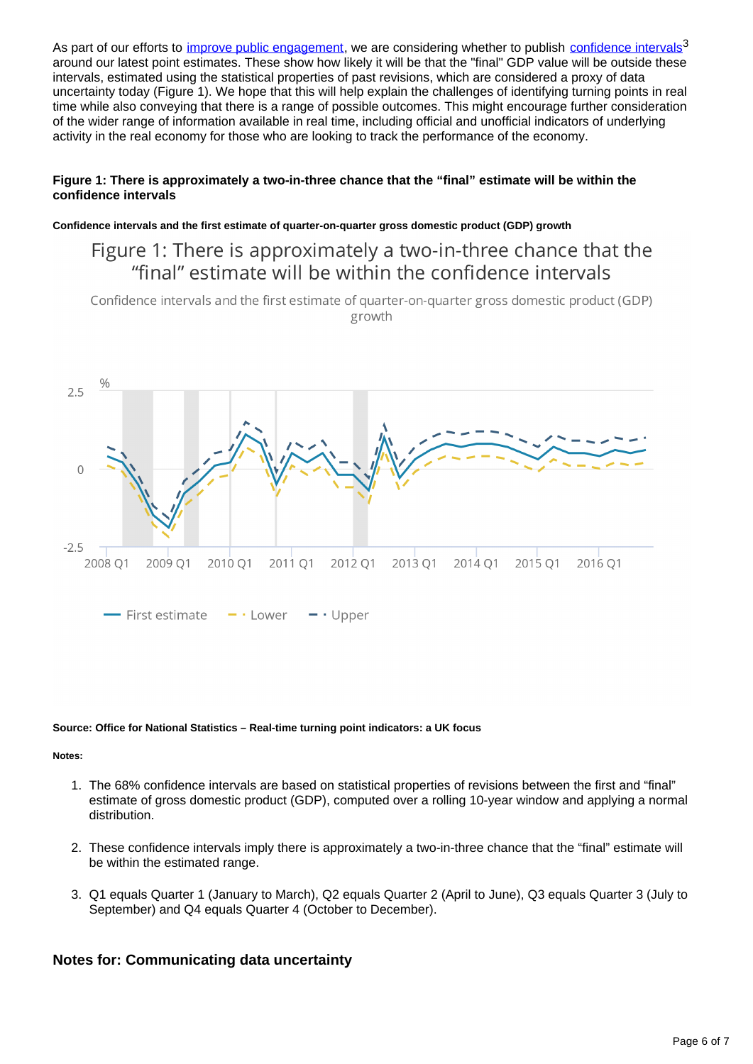As part of our efforts to [improve public engagement](), we are considering whether to publish [confidence intervals]()[3] around our latest point estimates. These show how likely it will be that the "final" GDP value will be outside these intervals, estimated using the statistical properties of past revisions, which are considered a proxy of data uncertainty today (Figure 1). We hope that this will help explain the challenges of identifying turning points in real time while also conveying that there is a range of possible outcomes. This might encourage further consideration of the wider range of information available in real time, including official and unofficial indicators of underlying activity in the real economy for those who are looking to track the performance of the economy.

#### Figure 1: There is approximately a two-in-three chance that the “final” estimate will be within the confidence intervals

**Confidence intervals and the first estimate of quarter-on-quarter gross domestic product (GDP) growth**

Figure 1: There is approximately a two-in-three chance that the “final” estimate will be within the confidence intervals

Confidence intervals and the first estimate of quarter-on-quarter gross domestic product (GDP) growth

**Source: Office for National Statistics – Real-time turning point indicators: a UK focus**

**Notes:**

1. The 68% confidence intervals are based on statistical properties of revisions between the first and “final” estimate of gross domestic product (GDP), computed over a rolling 10-year window and applying a normal distribution.
2. These confidence intervals imply there is approximately a two-in-three chance that the “final” estimate will be within the estimated range.
3. Q1 equals Quarter 1 (January to March), Q2 equals Quarter 2 (April to June), Q3 equals Quarter 3 (July to September) and Q4 equals Quarter 4 (October to December).

### Notes for: Communicating data uncertainty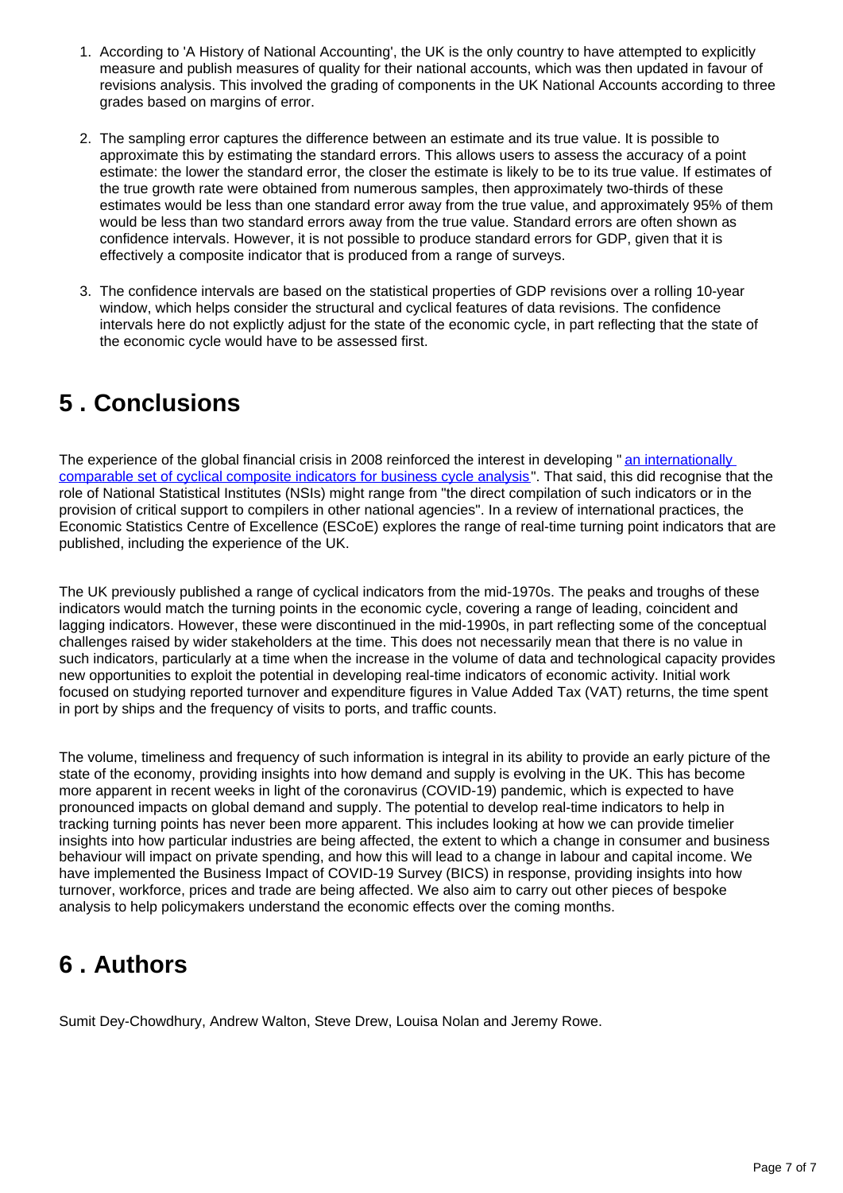1. According to 'A History of National Accounting', the UK is the only country to have attempted to explicitly measure and publish measures of quality for their national accounts, which was then updated in favour of revisions analysis. This involved the grading of components in the UK National Accounts according to three grades based on margins of error.

2. The sampling error captures the difference between an estimate and its true value. It is possible to approximate this by estimating the standard errors. This allows users to assess the accuracy of a point estimate: the lower the standard error, the closer the estimate is likely to be to its true value. If estimates of the true growth rate were obtained from numerous samples, then approximately two-thirds of these estimates would be less than one standard error away from the true value, and approximately 95% of them would be less than two standard errors away from the true value. Standard errors are often shown as confidence intervals. However, it is not possible to produce standard errors for GDP, given that it is effectively a composite indicator that is produced from a range of surveys.

3. The confidence intervals are based on the statistical properties of GDP revisions over a rolling 10-year window, which helps consider the structural and cyclical features of data revisions. The confidence intervals here do not explictly adjust for the state of the economic cycle, in part reflecting that the state of the economic cycle would have to be assessed first.

## 5 . Conclusions

The experience of the global financial crisis in 2008 reinforced the interest in developing "an internationally comparable set of cyclical composite indicators for business cycle analysis". That said, this did recognise that the role of National Statistical Institutes (NSIs) might range from "the direct compilation of such indicators or in the provision of critical support to compilers in other national agencies". In a review of international practices, the Economic Statistics Centre of Excellence (ESCoE) explores the range of real-time turning point indicators that are published, including the experience of the UK.

The UK previously published a range of cyclical indicators from the mid-1970s. The peaks and troughs of these indicators would match the turning points in the economic cycle, covering a range of leading, coincident and lagging indicators. However, these were discontinued in the mid-1990s, in part reflecting some of the conceptual challenges raised by wider stakeholders at the time. This does not necessarily mean that there is no value in such indicators, particularly at a time when the increase in the volume of data and technological capacity provides new opportunities to exploit the potential in developing real-time indicators of economic activity. Initial work focused on studying reported turnover and expenditure figures in Value Added Tax (VAT) returns, the time spent in port by ships and the frequency of visits to ports, and traffic counts.

The volume, timeliness and frequency of such information is integral in its ability to provide an early picture of the state of the economy, providing insights into how demand and supply is evolving in the UK. This has become more apparent in recent weeks in light of the coronavirus (COVID-19) pandemic, which is expected to have pronounced impacts on global demand and supply. The potential to develop real-time indicators to help in tracking turning points has never been more apparent. This includes looking at how we can provide timelier insights into how particular industries are being affected, the extent to which a change in consumer and business behaviour will impact on private spending, and how this will lead to a change in labour and capital income. We have implemented the Business Impact of COVID-19 Survey (BICS) in response, providing insights into how turnover, workforce, prices and trade are being affected. We also aim to carry out other pieces of bespoke analysis to help policymakers understand the economic effects over the coming months.

## 6 . Authors

Sumit Dey-Chowdhury, Andrew Walton, Steve Drew, Louisa Nolan and Jeremy Rowe.